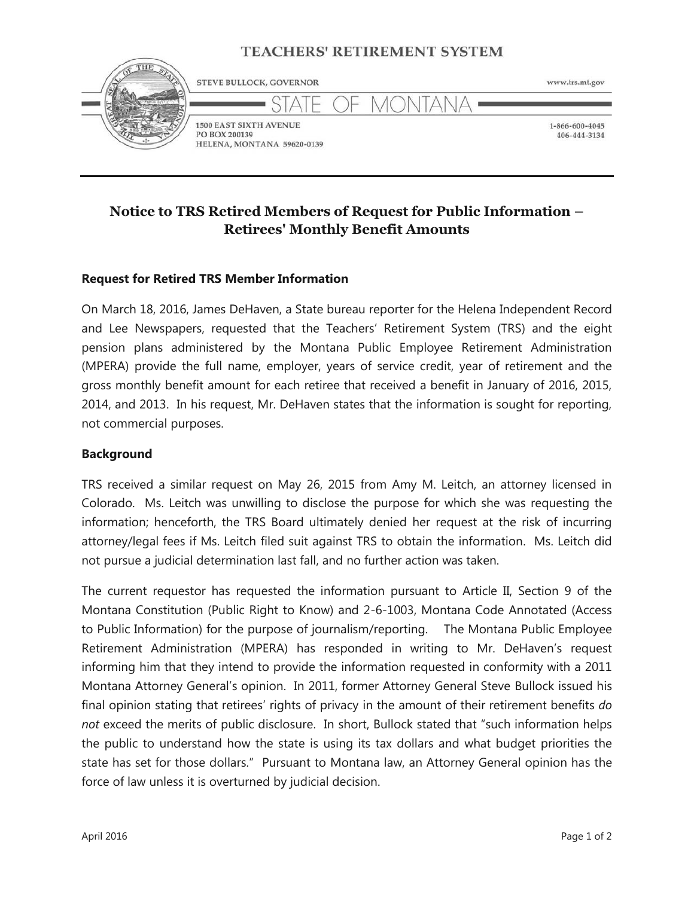TEACHERS' RETIREMENT SYSTEM

STEVE BULLOCK, GOVERNOR

www.trs.mt.gov

STATE OF MONTANA

1500 EAST SIXTH AVENUE
PO BOX 200139
HELENA, MONTANA 59620-0139

1-866-600-4045
406-444-3134

# Notice to TRS Retired Members of Request for Public Information – Retirees' Monthly Benefit Amounts

## Request for Retired TRS Member Information

On March 18, 2016, James DeHaven, a State bureau reporter for the Helena Independent Record and Lee Newspapers, requested that the Teachers' Retirement System (TRS) and the eight pension plans administered by the Montana Public Employee Retirement Administration (MPERA) provide the full name, employer, years of service credit, year of retirement and the gross monthly benefit amount for each retiree that received a benefit in January of 2016, 2015, 2014, and 2013. In his request, Mr. DeHaven states that the information is sought for reporting, not commercial purposes.

## Background

TRS received a similar request on May 26, 2015 from Amy M. Leitch, an attorney licensed in Colorado. Ms. Leitch was unwilling to disclose the purpose for which she was requesting the information; henceforth, the TRS Board ultimately denied her request at the risk of incurring attorney/legal fees if Ms. Leitch filed suit against TRS to obtain the information. Ms. Leitch did not pursue a judicial determination last fall, and no further action was taken.

The current requestor has requested the information pursuant to Article II, Section 9 of the Montana Constitution (Public Right to Know) and 2-6-1003, Montana Code Annotated (Access to Public Information) for the purpose of journalism/reporting. The Montana Public Employee Retirement Administration (MPERA) has responded in writing to Mr. DeHaven's request informing him that they intend to provide the information requested in conformity with a 2011 Montana Attorney General's opinion. In 2011, former Attorney General Steve Bullock issued his final opinion stating that retirees' rights of privacy in the amount of their retirement benefits *do not* exceed the merits of public disclosure. In short, Bullock stated that "such information helps the public to understand how the state is using its tax dollars and what budget priorities the state has set for those dollars." Pursuant to Montana law, an Attorney General opinion has the force of law unless it is overturned by judicial decision.

April 2016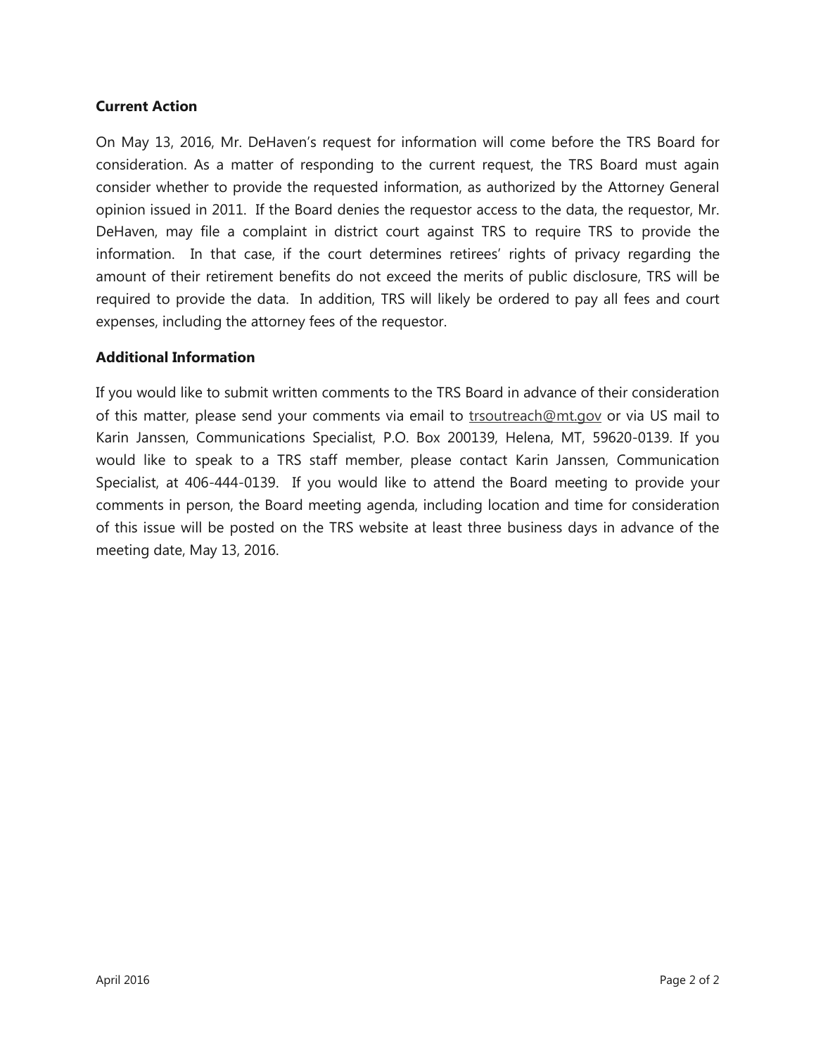**Current Action**

On May 13, 2016, Mr. DeHaven's request for information will come before the TRS Board for consideration. As a matter of responding to the current request, the TRS Board must again consider whether to provide the requested information, as authorized by the Attorney General opinion issued in 2011. If the Board denies the requestor access to the data, the requestor, Mr. DeHaven, may file a complaint in district court against TRS to require TRS to provide the information. In that case, if the court determines retirees' rights of privacy regarding the amount of their retirement benefits do not exceed the merits of public disclosure, TRS will be required to provide the data. In addition, TRS will likely be ordered to pay all fees and court expenses, including the attorney fees of the requestor.

**Additional Information**

If you would like to submit written comments to the TRS Board in advance of their consideration of this matter, please send your comments via email to trsoutreach@mt.gov or via US mail to Karin Janssen, Communications Specialist, P.O. Box 200139, Helena, MT, 59620-0139. If you would like to speak to a TRS staff member, please contact Karin Janssen, Communication Specialist, at 406-444-0139. If you would like to attend the Board meeting to provide your comments in person, the Board meeting agenda, including location and time for consideration of this issue will be posted on the TRS website at least three business days in advance of the meeting date, May 13, 2016.

April 2016